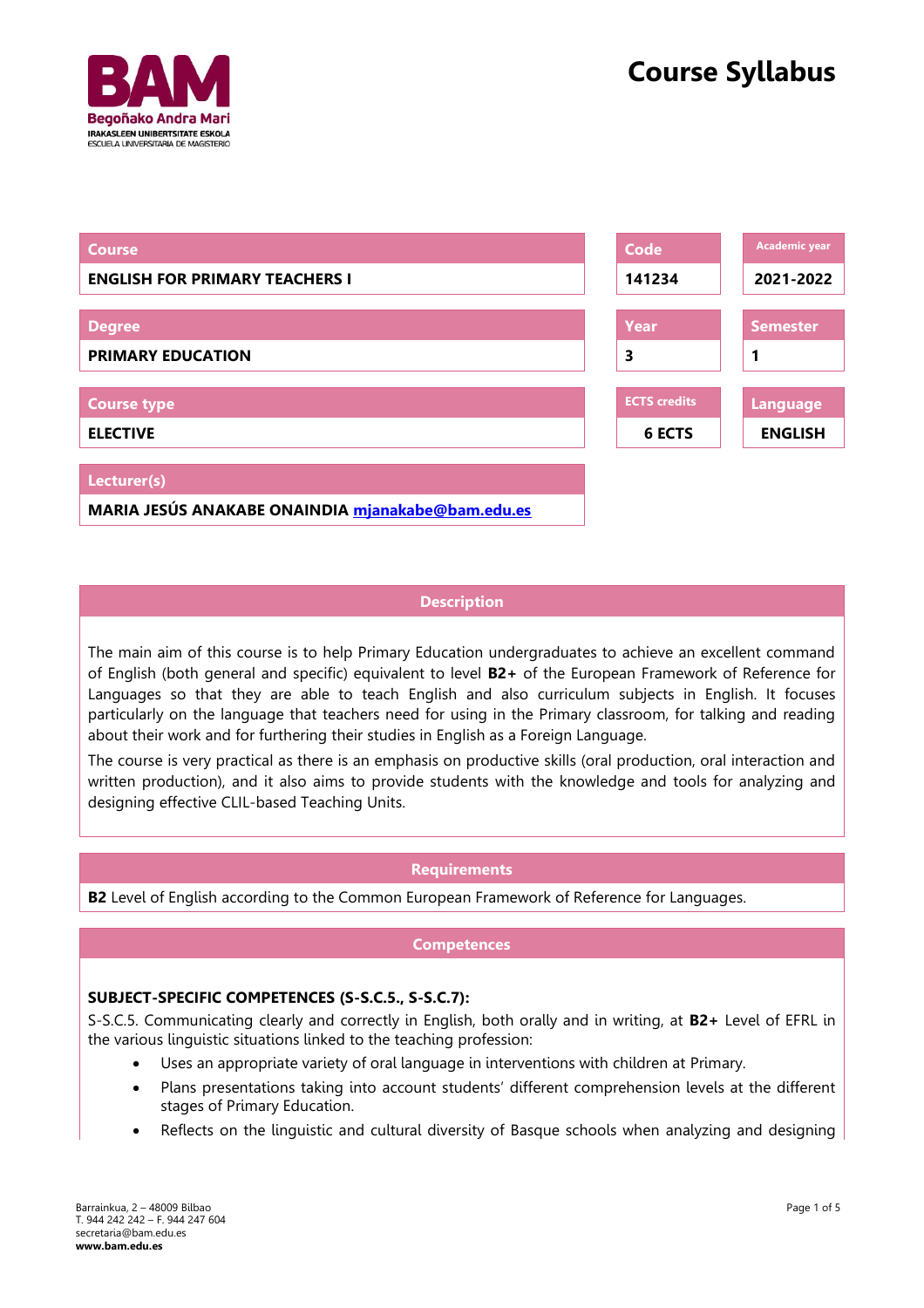# Course Syllabus

| Course | Code | Academic year |
|---|---|---|
| **ENGLISH FOR PRIMARY TEACHERS I** | **141234** | **2021-2022** |

| Degree | Year | Semester |
|---|---|---|
| **PRIMARY EDUCATION** | **3** | **1** |

| Course type | ECTS credits | Language |
|---|---|---|
| **ELECTIVE** | **6 ECTS** | **ENGLISH** |

| Lecturer(s) |
|---|
| **MARIA JESÚS ANAKABE ONAINDIA** **mjanakabe@bam.edu.es** |

## Description

The main aim of this course is to help Primary Education undergraduates to achieve an excellent command of English (both general and specific) equivalent to level **B2+** of the European Framework of Reference for Languages so that they are able to teach English and also curriculum subjects in English. It focuses particularly on the language that teachers need for using in the Primary classroom, for talking and reading about their work and for furthering their studies in English as a Foreign Language.

The course is very practical as there is an emphasis on productive skills (oral production, oral interaction and written production), and it also aims to provide students with the knowledge and tools for analyzing and designing effective CLIL-based Teaching Units.

## Requirements

**B2** Level of English according to the Common European Framework of Reference for Languages.

## Competences

**SUBJECT-SPECIFIC COMPETENCES (S-S.C.5., S-S.C.7):**

S-S.C.5. Communicating clearly and correctly in English, both orally and in writing, at **B2+** Level of EFRL in the various linguistic situations linked to the teaching profession:

- Uses an appropriate variety of oral language in interventions with children at Primary.
- Plans presentations taking into account students' different comprehension levels at the different stages of Primary Education.
- Reflects on the linguistic and cultural diversity of Basque schools when analyzing and designing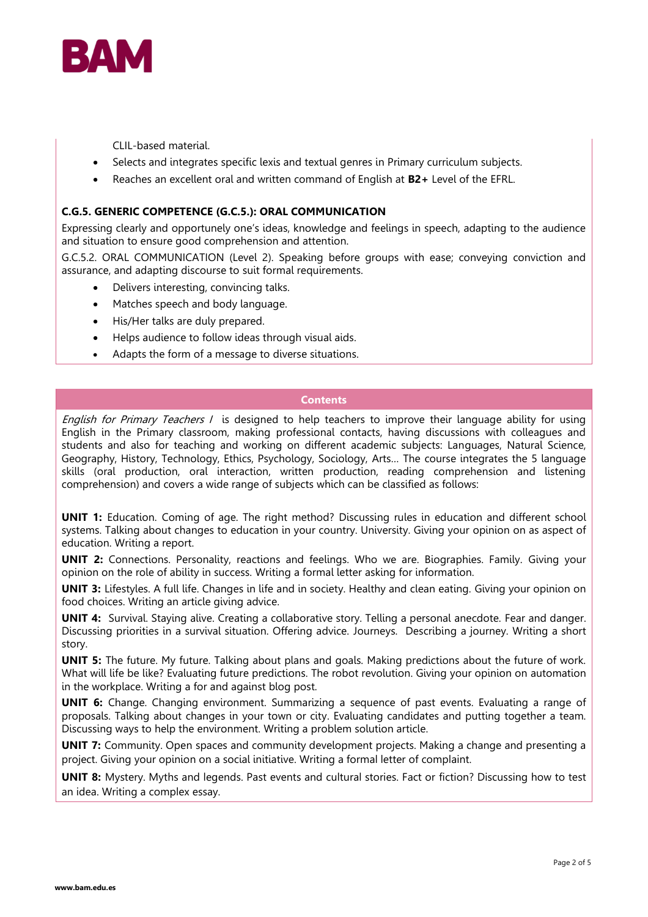CLIL-based material.

- Selects and integrates specific lexis and textual genres in Primary curriculum subjects.
- Reaches an excellent oral and written command of English at **B2+** Level of the EFRL.

**C.G.5. GENERIC COMPETENCE (G.C.5.): ORAL COMMUNICATION**

Expressing clearly and opportunely one's ideas, knowledge and feelings in speech, adapting to the audience and situation to ensure good comprehension and attention.

G.C.5.2. ORAL COMMUNICATION (Level 2). Speaking before groups with ease; conveying conviction and assurance, and adapting discourse to suit formal requirements.

- Delivers interesting, convincing talks.
- Matches speech and body language.
- His/Her talks are duly prepared.
- Helps audience to follow ideas through visual aids.
- Adapts the form of a message to diverse situations.

## Contents

*English for Primary Teachers I* is designed to help teachers to improve their language ability for using English in the Primary classroom, making professional contacts, having discussions with colleagues and students and also for teaching and working on different academic subjects: Languages, Natural Science, Geography, History, Technology, Ethics, Psychology, Sociology, Arts… The course integrates the 5 language skills (oral production, oral interaction, written production, reading comprehension and listening comprehension) and covers a wide range of subjects which can be classified as follows:

**UNIT 1:** Education. Coming of age. The right method? Discussing rules in education and different school systems. Talking about changes to education in your country. University. Giving your opinion on as aspect of education. Writing a report.

**UNIT 2:** Connections. Personality, reactions and feelings. Who we are. Biographies. Family. Giving your opinion on the role of ability in success. Writing a formal letter asking for information.

**UNIT 3:** Lifestyles. A full life. Changes in life and in society. Healthy and clean eating. Giving your opinion on food choices. Writing an article giving advice.

**UNIT 4:** Survival. Staying alive. Creating a collaborative story. Telling a personal anecdote. Fear and danger. Discussing priorities in a survival situation. Offering advice. Journeys. Describing a journey. Writing a short story.

**UNIT 5:** The future. My future. Talking about plans and goals. Making predictions about the future of work. What will life be like? Evaluating future predictions. The robot revolution. Giving your opinion on automation in the workplace. Writing a for and against blog post.

**UNIT 6:** Change. Changing environment. Summarizing a sequence of past events. Evaluating a range of proposals. Talking about changes in your town or city. Evaluating candidates and putting together a team. Discussing ways to help the environment. Writing a problem solution article.

**UNIT 7:** Community. Open spaces and community development projects. Making a change and presenting a project. Giving your opinion on a social initiative. Writing a formal letter of complaint.

**UNIT 8:** Mystery. Myths and legends. Past events and cultural stories. Fact or fiction? Discussing how to test an idea. Writing a complex essay.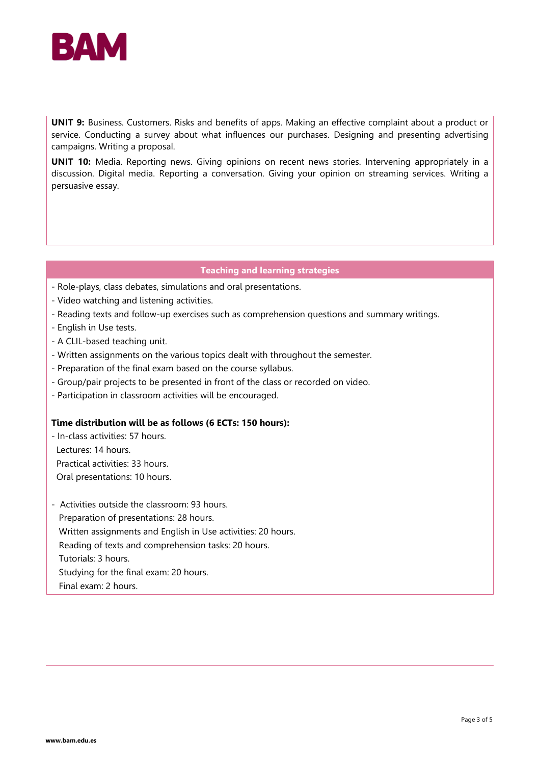**UNIT 9:** Business. Customers. Risks and benefits of apps. Making an effective complaint about a product or service. Conducting a survey about what influences our purchases. Designing and presenting advertising campaigns. Writing a proposal.

**UNIT 10:** Media. Reporting news. Giving opinions on recent news stories. Intervening appropriately in a discussion. Digital media. Reporting a conversation. Giving your opinion on streaming services. Writing a persuasive essay.

## Teaching and learning strategies

- Role-plays, class debates, simulations and oral presentations.
- Video watching and listening activities.
- Reading texts and follow-up exercises such as comprehension questions and summary writings.
- English in Use tests.
- A CLIL-based teaching unit.
- Written assignments on the various topics dealt with throughout the semester.
- Preparation of the final exam based on the course syllabus.
- Group/pair projects to be presented in front of the class or recorded on video.
- Participation in classroom activities will be encouraged.

**Time distribution will be as follows (6 ECTs: 150 hours):**

- In-class activities: 57 hours.
  Lectures: 14 hours.
  Practical activities: 33 hours.
  Oral presentations: 10 hours.

- Activities outside the classroom: 93 hours.
  Preparation of presentations: 28 hours.
  Written assignments and English in Use activities: 20 hours.
  Reading of texts and comprehension tasks: 20 hours.
  Tutorials: 3 hours.
  Studying for the final exam: 20 hours.
  Final exam: 2 hours.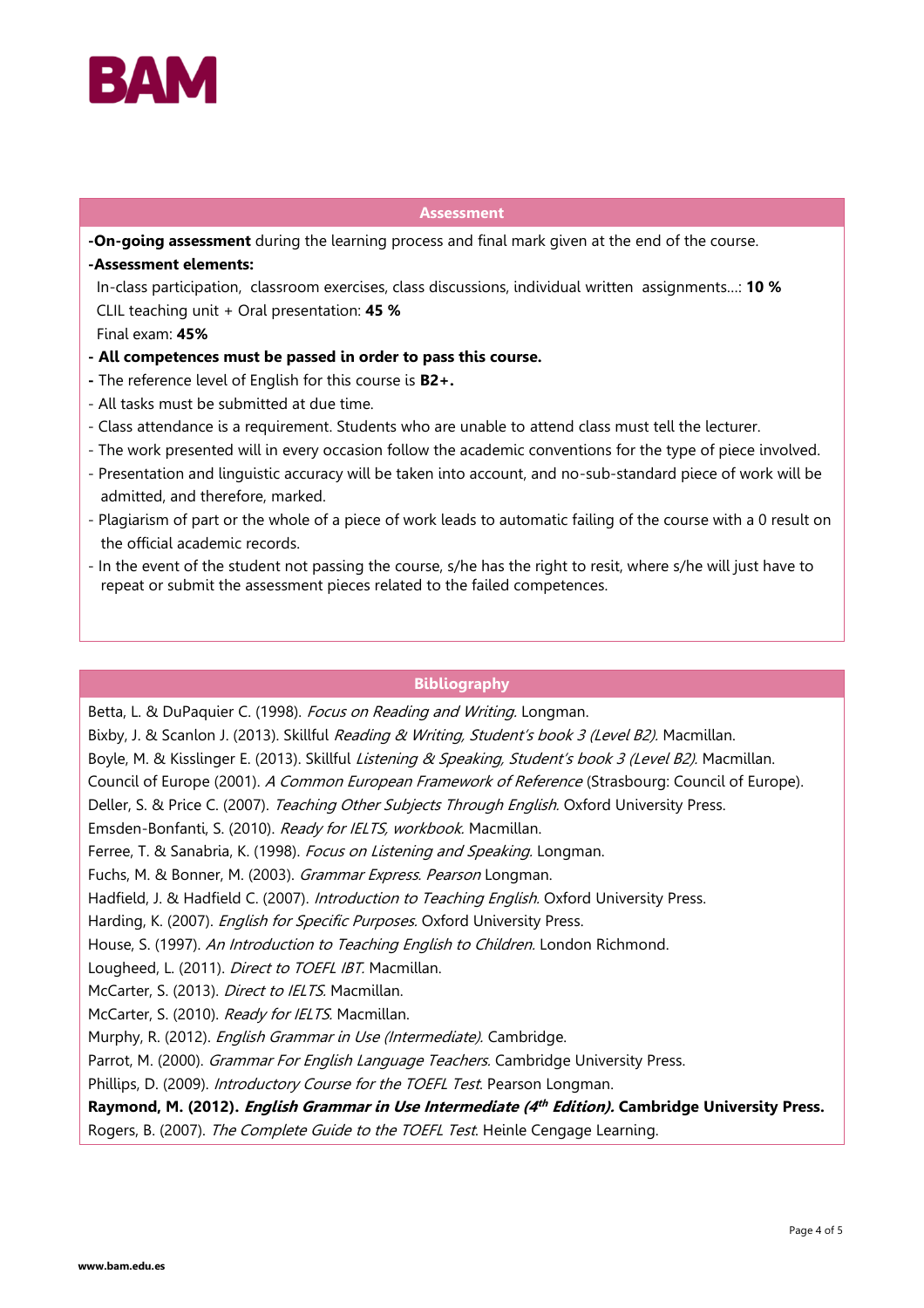## Assessment

**-On-going assessment** during the learning process and final mark given at the end of the course.

**-Assessment elements:**

In-class participation, classroom exercises, class discussions, individual written assignments…: **10 %**

CLIL teaching unit + Oral presentation: **45 %**

Final exam: **45%**

- **All competences must be passed in order to pass this course.**
- The reference level of English for this course is **B2+.**
- All tasks must be submitted at due time.
- Class attendance is a requirement. Students who are unable to attend class must tell the lecturer.
- The work presented will in every occasion follow the academic conventions for the type of piece involved.
- Presentation and linguistic accuracy will be taken into account, and no-sub-standard piece of work will be admitted, and therefore, marked.
- Plagiarism of part or the whole of a piece of work leads to automatic failing of the course with a 0 result on the official academic records.
- In the event of the student not passing the course, s/he has the right to resit, where s/he will just have to repeat or submit the assessment pieces related to the failed competences.

## Bibliography

Betta, L. & DuPaquier C. (1998). *Focus on Reading and Writing.* Longman.

Bixby, J. & Scanlon J. (2013). Skillful *Reading & Writing, Student's book 3 (Level B2).* Macmillan.

Boyle, M. & Kisslinger E. (2013). Skillful *Listening & Speaking, Student's book 3 (Level B2).* Macmillan.

Council of Europe (2001). *A Common European Framework of Reference* (Strasbourg: Council of Europe).

Deller, S. & Price C. (2007). *Teaching Other Subjects Through English.* Oxford University Press.

Emsden-Bonfanti, S. (2010). *Ready for IELTS, workbook.* Macmillan.

Ferree, T. & Sanabria, K. (1998). *Focus on Listening and Speaking.* Longman.

Fuchs, M. & Bonner, M. (2003). *Grammar Express. Pearson* Longman.

Hadfield, J. & Hadfield C. (2007). *Introduction to Teaching English.* Oxford University Press.

Harding, K. (2007). *English for Specific Purposes.* Oxford University Press.

House, S. (1997). *An Introduction to Teaching English to Children.* London Richmond.

Lougheed, L. (2011). *Direct to TOEFL IBT.* Macmillan.

McCarter, S. (2013). *Direct to IELTS.* Macmillan.

McCarter, S. (2010). *Ready for IELTS.* Macmillan.

Murphy, R. (2012). *English Grammar in Use (Intermediate).* Cambridge.

Parrot, M. (2000). *Grammar For English Language Teachers.* Cambridge University Press.

Phillips, D. (2009). *Introductory Course for the TOEFL Test.* Pearson Longman.

**Raymond, M. (2012). *English Grammar in Use Intermediate (4th Edition).* Cambridge University Press.**

Rogers, B. (2007). *The Complete Guide to the TOEFL Test.* Heinle Cengage Learning.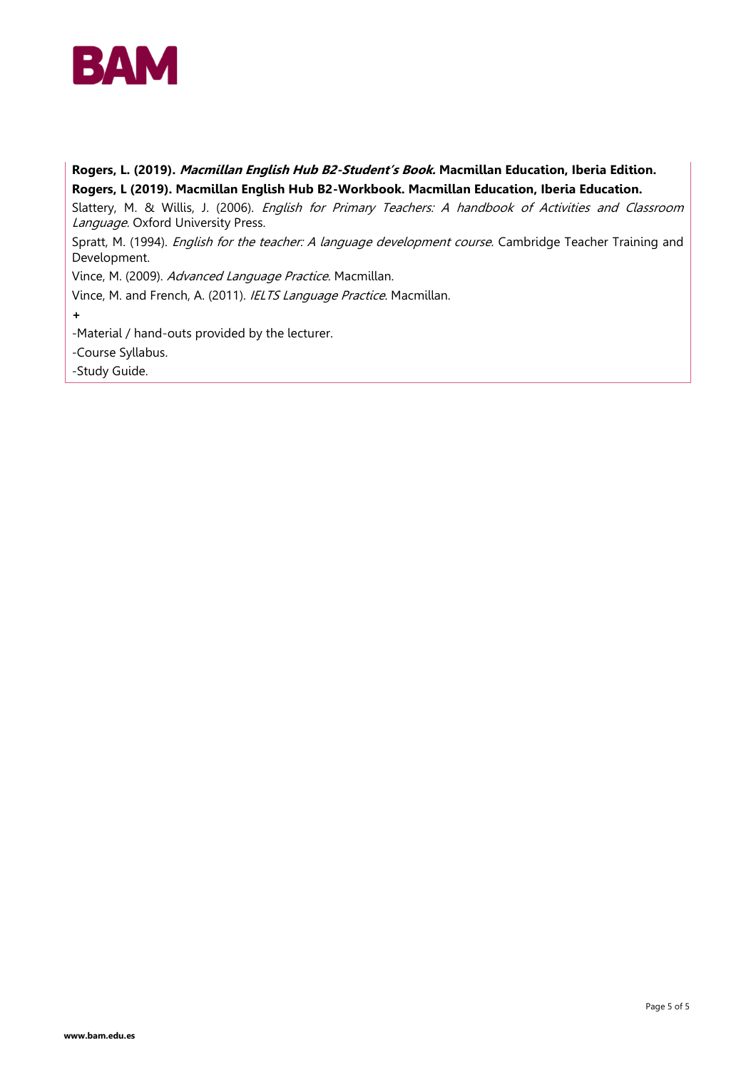**Rogers, L. (2019). *Macmillan English Hub B2-Student's Book.* Macmillan Education, Iberia Edition.**

**Rogers, L (2019). Macmillan English Hub B2-Workbook. Macmillan Education, Iberia Education.**

Slattery, M. & Willis, J. (2006). *English for Primary Teachers: A handbook of Activities and Classroom Language.* Oxford University Press.

Spratt, M. (1994). *English for the teacher: A language development course.* Cambridge Teacher Training and Development.

Vince, M. (2009). *Advanced Language Practice.* Macmillan.

Vince, M. and French, A. (2011). *IELTS Language Practice.* Macmillan.

+

-Material / hand-outs provided by the lecturer.

-Course Syllabus.

-Study Guide.